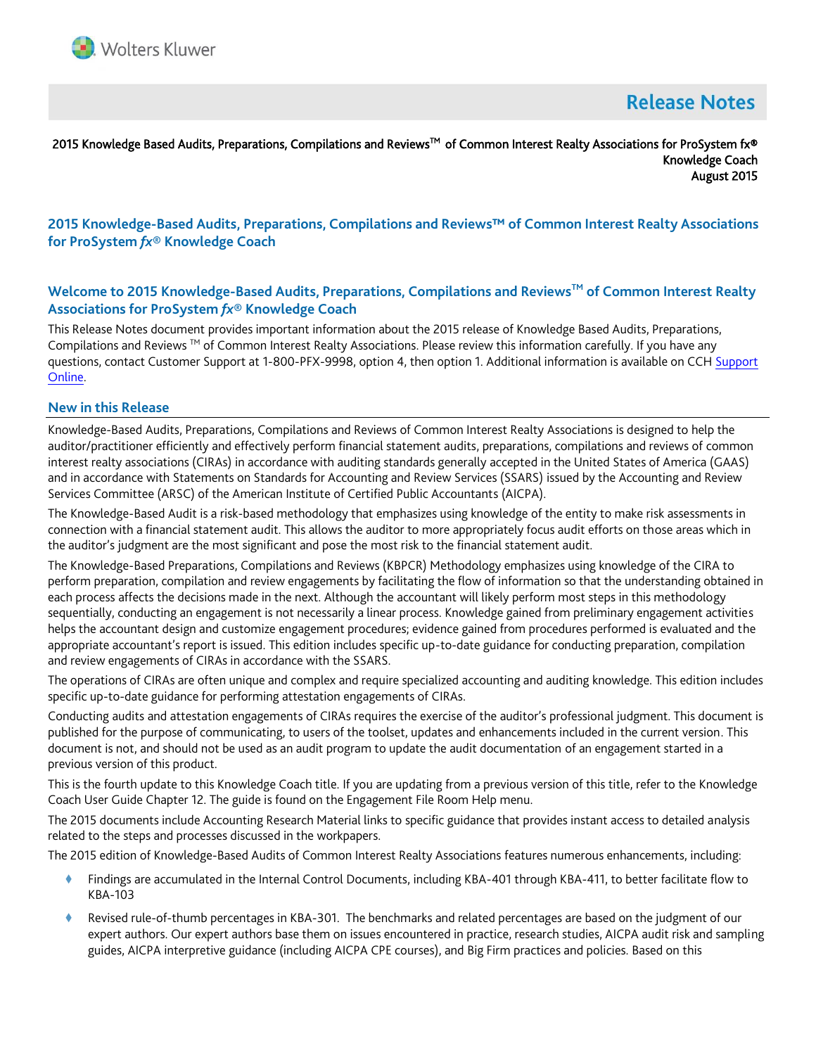# Release Notes

2015 Knowledge Based Audits, Preparations, Compilations and Reviews™ of Common Interest Realty Associations for ProSystem fx® Knowledge Coach
August 2015

## 2015 Knowledge-Based Audits, Preparations, Compilations and Reviews™ of Common Interest Realty Associations for ProSystem *fx*® Knowledge Coach

### Welcome to 2015 Knowledge-Based Audits, Preparations, Compilations and Reviews™ of Common Interest Realty Associations for ProSystem *fx*® Knowledge Coach

This Release Notes document provides important information about the 2015 release of Knowledge Based Audits, Preparations, Compilations and Reviews ™ of Common Interest Realty Associations. Please review this information carefully. If you have any questions, contact Customer Support at 1-800-PFX-9998, option 4, then option 1. Additional information is available on CCH Support Online.

### New in this Release

Knowledge-Based Audits, Preparations, Compilations and Reviews of Common Interest Realty Associations is designed to help the auditor/practitioner efficiently and effectively perform financial statement audits, preparations, compilations and reviews of common interest realty associations (CIRAs) in accordance with auditing standards generally accepted in the United States of America (GAAS) and in accordance with Statements on Standards for Accounting and Review Services (SSARS) issued by the Accounting and Review Services Committee (ARSC) of the American Institute of Certified Public Accountants (AICPA).

The Knowledge-Based Audit is a risk-based methodology that emphasizes using knowledge of the entity to make risk assessments in connection with a financial statement audit. This allows the auditor to more appropriately focus audit efforts on those areas which in the auditor's judgment are the most significant and pose the most risk to the financial statement audit.

The Knowledge-Based Preparations, Compilations and Reviews (KBPCR) Methodology emphasizes using knowledge of the CIRA to perform preparation, compilation and review engagements by facilitating the flow of information so that the understanding obtained in each process affects the decisions made in the next. Although the accountant will likely perform most steps in this methodology sequentially, conducting an engagement is not necessarily a linear process. Knowledge gained from preliminary engagement activities helps the accountant design and customize engagement procedures; evidence gained from procedures performed is evaluated and the appropriate accountant's report is issued. This edition includes specific up-to-date guidance for conducting preparation, compilation and review engagements of CIRAs in accordance with the SSARS.

The operations of CIRAs are often unique and complex and require specialized accounting and auditing knowledge. This edition includes specific up-to-date guidance for performing attestation engagements of CIRAs.

Conducting audits and attestation engagements of CIRAs requires the exercise of the auditor's professional judgment. This document is published for the purpose of communicating, to users of the toolset, updates and enhancements included in the current version. This document is not, and should not be used as an audit program to update the audit documentation of an engagement started in a previous version of this product.

This is the fourth update to this Knowledge Coach title. If you are updating from a previous version of this title, refer to the Knowledge Coach User Guide Chapter 12. The guide is found on the Engagement File Room Help menu.

The 2015 documents include Accounting Research Material links to specific guidance that provides instant access to detailed analysis related to the steps and processes discussed in the workpapers.

The 2015 edition of Knowledge-Based Audits of Common Interest Realty Associations features numerous enhancements, including:

- Findings are accumulated in the Internal Control Documents, including KBA-401 through KBA-411, to better facilitate flow to KBA-103
- Revised rule-of-thumb percentages in KBA-301. The benchmarks and related percentages are based on the judgment of our expert authors. Our expert authors base them on issues encountered in practice, research studies, AICPA audit risk and sampling guides, AICPA interpretive guidance (including AICPA CPE courses), and Big Firm practices and policies. Based on this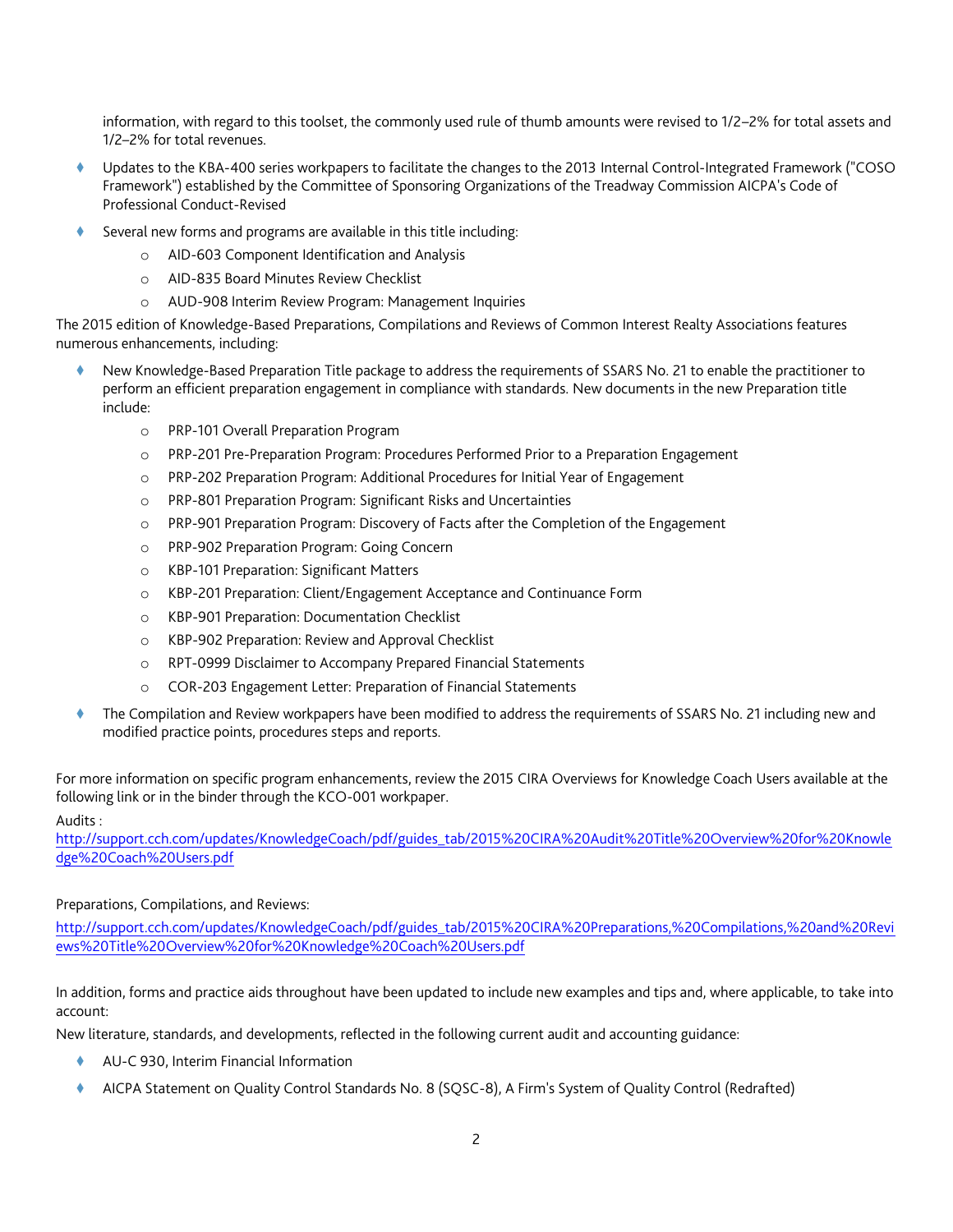information, with regard to this toolset, the commonly used rule of thumb amounts were revised to 1/2–2% for total assets and 1/2–2% for total revenues.

- Updates to the KBA-400 series workpapers to facilitate the changes to the 2013 Internal Control-Integrated Framework ("COSO Framework") established by the Committee of Sponsoring Organizations of the Treadway Commission AICPA's Code of Professional Conduct-Revised
- Several new forms and programs are available in this title including:
  - AID-603 Component Identification and Analysis
  - AID-835 Board Minutes Review Checklist
  - AUD-908 Interim Review Program: Management Inquiries

The 2015 edition of Knowledge-Based Preparations, Compilations and Reviews of Common Interest Realty Associations features numerous enhancements, including:

- New Knowledge-Based Preparation Title package to address the requirements of SSARS No. 21 to enable the practitioner to perform an efficient preparation engagement in compliance with standards. New documents in the new Preparation title include:
  - PRP-101 Overall Preparation Program
  - PRP-201 Pre-Preparation Program: Procedures Performed Prior to a Preparation Engagement
  - PRP-202 Preparation Program: Additional Procedures for Initial Year of Engagement
  - PRP-801 Preparation Program: Significant Risks and Uncertainties
  - PRP-901 Preparation Program: Discovery of Facts after the Completion of the Engagement
  - PRP-902 Preparation Program: Going Concern
  - KBP-101 Preparation: Significant Matters
  - KBP-201 Preparation: Client/Engagement Acceptance and Continuance Form
  - KBP-901 Preparation: Documentation Checklist
  - KBP-902 Preparation: Review and Approval Checklist
  - RPT-0999 Disclaimer to Accompany Prepared Financial Statements
  - COR-203 Engagement Letter: Preparation of Financial Statements
- The Compilation and Review workpapers have been modified to address the requirements of SSARS No. 21 including new and modified practice points, procedures steps and reports.

For more information on specific program enhancements, review the 2015 CIRA Overviews for Knowledge Coach Users available at the following link or in the binder through the KCO-001 workpaper.

Audits :
http://support.cch.com/updates/KnowledgeCoach/pdf/guides_tab/2015%20CIRA%20Audit%20Title%20Overview%20for%20Knowledge%20Coach%20Users.pdf

Preparations, Compilations, and Reviews:

http://support.cch.com/updates/KnowledgeCoach/pdf/guides_tab/2015%20CIRA%20Preparations,%20Compilations,%20and%20Reviews%20Title%20Overview%20for%20Knowledge%20Coach%20Users.pdf

In addition, forms and practice aids throughout have been updated to include new examples and tips and, where applicable, to take into account:

New literature, standards, and developments, reflected in the following current audit and accounting guidance:

- AU-C 930, Interim Financial Information
- AICPA Statement on Quality Control Standards No. 8 (SQSC-8), A Firm's System of Quality Control (Redrafted)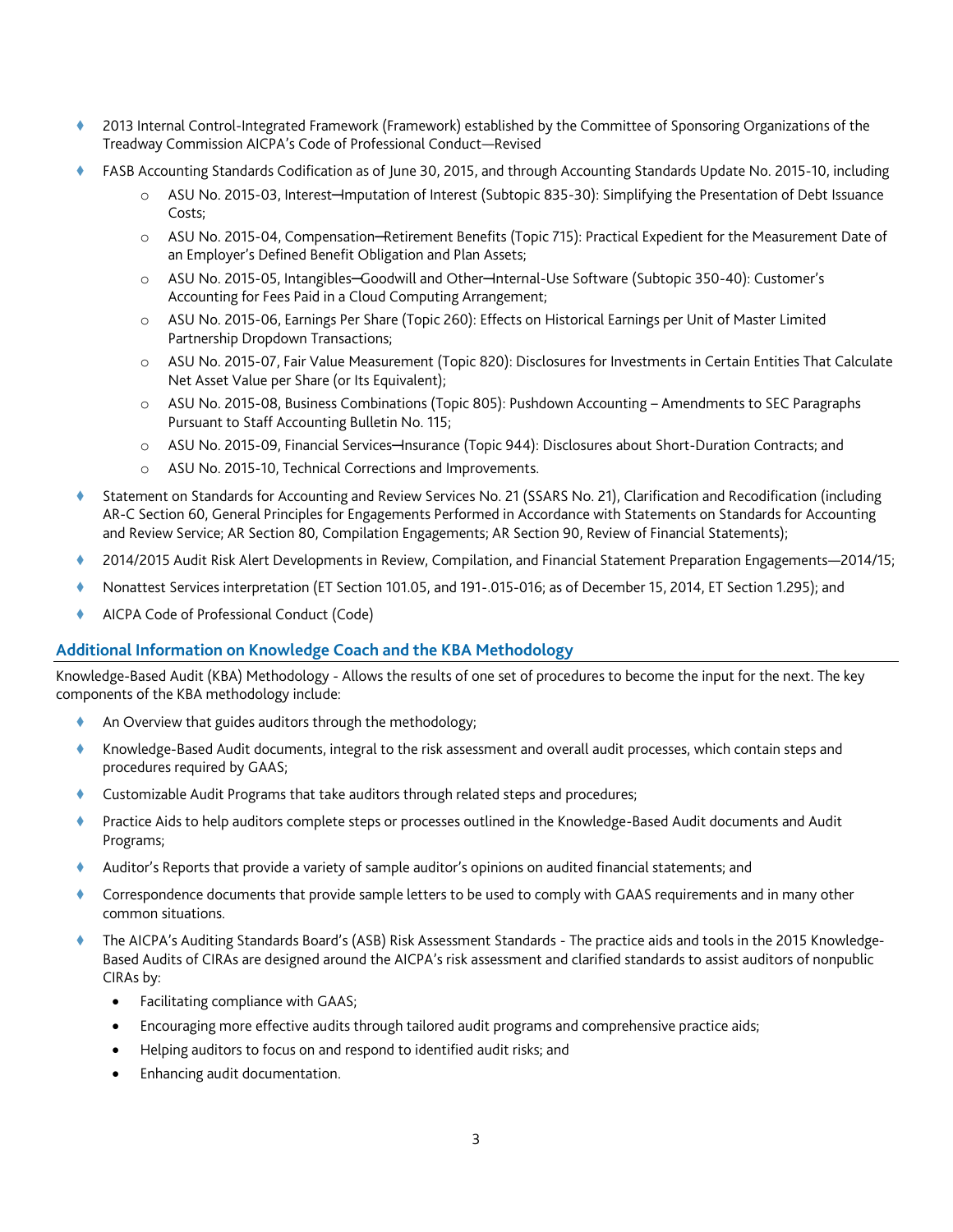- 2013 Internal Control-Integrated Framework (Framework) established by the Committee of Sponsoring Organizations of the Treadway Commission AICPA's Code of Professional Conduct—Revised
- FASB Accounting Standards Codification as of June 30, 2015, and through Accounting Standards Update No. 2015-10, including
  - ASU No. 2015-03, Interest—Imputation of Interest (Subtopic 835-30): Simplifying the Presentation of Debt Issuance Costs;
  - ASU No. 2015-04, Compensation—Retirement Benefits (Topic 715): Practical Expedient for the Measurement Date of an Employer's Defined Benefit Obligation and Plan Assets;
  - ASU No. 2015-05, Intangibles—Goodwill and Other—Internal-Use Software (Subtopic 350-40): Customer's Accounting for Fees Paid in a Cloud Computing Arrangement;
  - ASU No. 2015-06, Earnings Per Share (Topic 260): Effects on Historical Earnings per Unit of Master Limited Partnership Dropdown Transactions;
  - ASU No. 2015-07, Fair Value Measurement (Topic 820): Disclosures for Investments in Certain Entities That Calculate Net Asset Value per Share (or Its Equivalent);
  - ASU No. 2015-08, Business Combinations (Topic 805): Pushdown Accounting – Amendments to SEC Paragraphs Pursuant to Staff Accounting Bulletin No. 115;
  - ASU No. 2015-09, Financial Services—Insurance (Topic 944): Disclosures about Short-Duration Contracts; and
  - ASU No. 2015-10, Technical Corrections and Improvements.
- Statement on Standards for Accounting and Review Services No. 21 (SSARS No. 21), Clarification and Recodification (including AR-C Section 60, General Principles for Engagements Performed in Accordance with Statements on Standards for Accounting and Review Service; AR Section 80, Compilation Engagements; AR Section 90, Review of Financial Statements);
- 2014/2015 Audit Risk Alert Developments in Review, Compilation, and Financial Statement Preparation Engagements—2014/15;
- Nonattest Services interpretation (ET Section 101.05, and 191-.015-016; as of December 15, 2014, ET Section 1.295); and
- AICPA Code of Professional Conduct (Code)

## Additional Information on Knowledge Coach and the KBA Methodology

Knowledge-Based Audit (KBA) Methodology - Allows the results of one set of procedures to become the input for the next. The key components of the KBA methodology include:

- An Overview that guides auditors through the methodology;
- Knowledge-Based Audit documents, integral to the risk assessment and overall audit processes, which contain steps and procedures required by GAAS;
- Customizable Audit Programs that take auditors through related steps and procedures;
- Practice Aids to help auditors complete steps or processes outlined in the Knowledge-Based Audit documents and Audit Programs;
- Auditor's Reports that provide a variety of sample auditor's opinions on audited financial statements; and
- Correspondence documents that provide sample letters to be used to comply with GAAS requirements and in many other common situations.
- The AICPA's Auditing Standards Board's (ASB) Risk Assessment Standards - The practice aids and tools in the 2015 Knowledge-Based Audits of CIRAs are designed around the AICPA's risk assessment and clarified standards to assist auditors of nonpublic CIRAs by:
  - Facilitating compliance with GAAS;
  - Encouraging more effective audits through tailored audit programs and comprehensive practice aids;
  - Helping auditors to focus on and respond to identified audit risks; and
  - Enhancing audit documentation.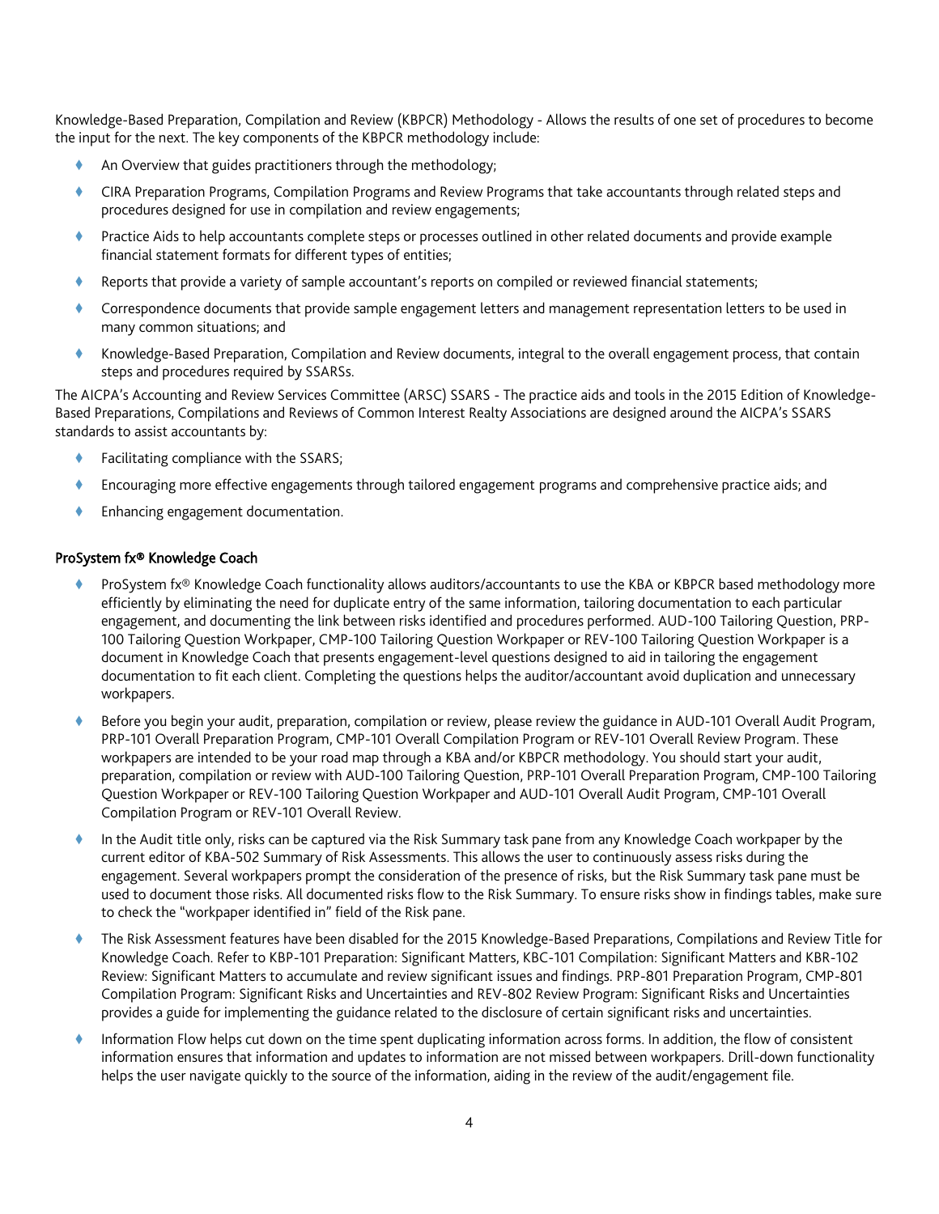Knowledge-Based Preparation, Compilation and Review (KBPCR) Methodology - Allows the results of one set of procedures to become the input for the next. The key components of the KBPCR methodology include:

- An Overview that guides practitioners through the methodology;
- CIRA Preparation Programs, Compilation Programs and Review Programs that take accountants through related steps and procedures designed for use in compilation and review engagements;
- Practice Aids to help accountants complete steps or processes outlined in other related documents and provide example financial statement formats for different types of entities;
- Reports that provide a variety of sample accountant's reports on compiled or reviewed financial statements;
- Correspondence documents that provide sample engagement letters and management representation letters to be used in many common situations; and
- Knowledge-Based Preparation, Compilation and Review documents, integral to the overall engagement process, that contain steps and procedures required by SSARSs.

The AICPA's Accounting and Review Services Committee (ARSC) SSARS - The practice aids and tools in the 2015 Edition of Knowledge-Based Preparations, Compilations and Reviews of Common Interest Realty Associations are designed around the AICPA's SSARS standards to assist accountants by:

- Facilitating compliance with the SSARS;
- Encouraging more effective engagements through tailored engagement programs and comprehensive practice aids; and
- Enhancing engagement documentation.

## ProSystem fx® Knowledge Coach

- ProSystem fx® Knowledge Coach functionality allows auditors/accountants to use the KBA or KBPCR based methodology more efficiently by eliminating the need for duplicate entry of the same information, tailoring documentation to each particular engagement, and documenting the link between risks identified and procedures performed. AUD-100 Tailoring Question, PRP-100 Tailoring Question Workpaper, CMP-100 Tailoring Question Workpaper or REV-100 Tailoring Question Workpaper is a document in Knowledge Coach that presents engagement-level questions designed to aid in tailoring the engagement documentation to fit each client. Completing the questions helps the auditor/accountant avoid duplication and unnecessary workpapers.
- Before you begin your audit, preparation, compilation or review, please review the guidance in AUD-101 Overall Audit Program, PRP-101 Overall Preparation Program, CMP-101 Overall Compilation Program or REV-101 Overall Review Program. These workpapers are intended to be your road map through a KBA and/or KBPCR methodology. You should start your audit, preparation, compilation or review with AUD-100 Tailoring Question, PRP-101 Overall Preparation Program, CMP-100 Tailoring Question Workpaper or REV-100 Tailoring Question Workpaper and AUD-101 Overall Audit Program, CMP-101 Overall Compilation Program or REV-101 Overall Review.
- In the Audit title only, risks can be captured via the Risk Summary task pane from any Knowledge Coach workpaper by the current editor of KBA-502 Summary of Risk Assessments. This allows the user to continuously assess risks during the engagement. Several workpapers prompt the consideration of the presence of risks, but the Risk Summary task pane must be used to document those risks. All documented risks flow to the Risk Summary. To ensure risks show in findings tables, make sure to check the "workpaper identified in" field of the Risk pane.
- The Risk Assessment features have been disabled for the 2015 Knowledge-Based Preparations, Compilations and Review Title for Knowledge Coach. Refer to KBP-101 Preparation: Significant Matters, KBC-101 Compilation: Significant Matters and KBR-102 Review: Significant Matters to accumulate and review significant issues and findings. PRP-801 Preparation Program, CMP-801 Compilation Program: Significant Risks and Uncertainties and REV-802 Review Program: Significant Risks and Uncertainties provides a guide for implementing the guidance related to the disclosure of certain significant risks and uncertainties.
- Information Flow helps cut down on the time spent duplicating information across forms. In addition, the flow of consistent information ensures that information and updates to information are not missed between workpapers. Drill-down functionality helps the user navigate quickly to the source of the information, aiding in the review of the audit/engagement file.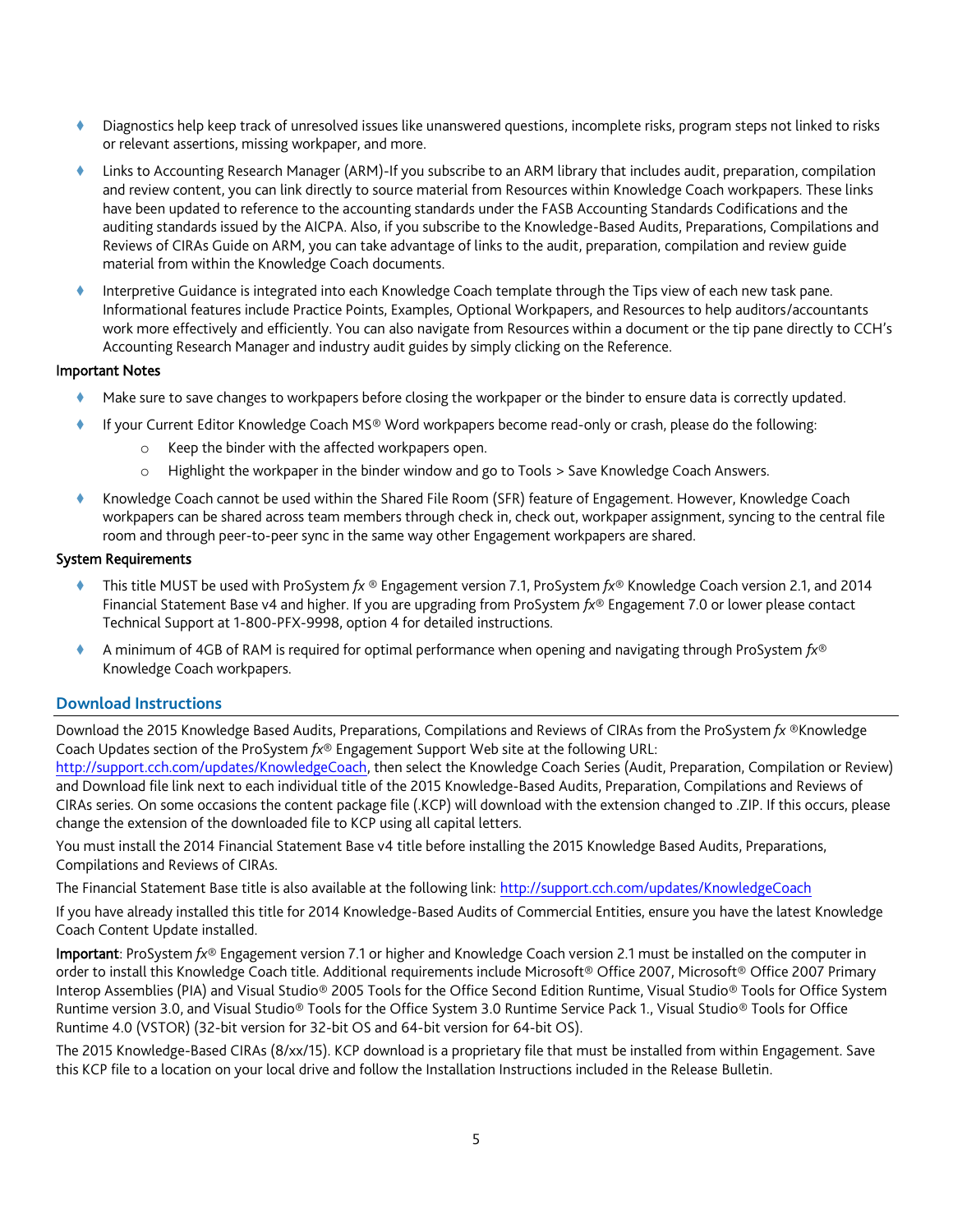- Diagnostics help keep track of unresolved issues like unanswered questions, incomplete risks, program steps not linked to risks or relevant assertions, missing workpaper, and more.
- Links to Accounting Research Manager (ARM)-If you subscribe to an ARM library that includes audit, preparation, compilation and review content, you can link directly to source material from Resources within Knowledge Coach workpapers. These links have been updated to reference to the accounting standards under the FASB Accounting Standards Codifications and the auditing standards issued by the AICPA. Also, if you subscribe to the Knowledge-Based Audits, Preparations, Compilations and Reviews of CIRAs Guide on ARM, you can take advantage of links to the audit, preparation, compilation and review guide material from within the Knowledge Coach documents.
- Interpretive Guidance is integrated into each Knowledge Coach template through the Tips view of each new task pane. Informational features include Practice Points, Examples, Optional Workpapers, and Resources to help auditors/accountants work more effectively and efficiently. You can also navigate from Resources within a document or the tip pane directly to CCH's Accounting Research Manager and industry audit guides by simply clicking on the Reference.

Important Notes

- Make sure to save changes to workpapers before closing the workpaper or the binder to ensure data is correctly updated.
- If your Current Editor Knowledge Coach MS® Word workpapers become read-only or crash, please do the following:
  - Keep the binder with the affected workpapers open.
  - Highlight the workpaper in the binder window and go to Tools > Save Knowledge Coach Answers.
- Knowledge Coach cannot be used within the Shared File Room (SFR) feature of Engagement. However, Knowledge Coach workpapers can be shared across team members through check in, check out, workpaper assignment, syncing to the central file room and through peer-to-peer sync in the same way other Engagement workpapers are shared.

System Requirements

- This title MUST be used with ProSystem *fx* ® Engagement version 7.1, ProSystem *fx*® Knowledge Coach version 2.1, and 2014 Financial Statement Base v4 and higher. If you are upgrading from ProSystem *fx*® Engagement 7.0 or lower please contact Technical Support at 1-800-PFX-9998, option 4 for detailed instructions.
- A minimum of 4GB of RAM is required for optimal performance when opening and navigating through ProSystem *fx*® Knowledge Coach workpapers.

## Download Instructions

Download the 2015 Knowledge Based Audits, Preparations, Compilations and Reviews of CIRAs from the ProSystem *fx* ®Knowledge Coach Updates section of the ProSystem *fx*® Engagement Support Web site at the following URL: http://support.cch.com/updates/KnowledgeCoach, then select the Knowledge Coach Series (Audit, Preparation, Compilation or Review) and Download file link next to each individual title of the 2015 Knowledge-Based Audits, Preparation, Compilations and Reviews of CIRAs series. On some occasions the content package file (.KCP) will download with the extension changed to .ZIP. If this occurs, please change the extension of the downloaded file to KCP using all capital letters.

You must install the 2014 Financial Statement Base v4 title before installing the 2015 Knowledge Based Audits, Preparations, Compilations and Reviews of CIRAs.

The Financial Statement Base title is also available at the following link: http://support.cch.com/updates/KnowledgeCoach

If you have already installed this title for 2014 Knowledge-Based Audits of Commercial Entities, ensure you have the latest Knowledge Coach Content Update installed.

**Important**: ProSystem *fx*® Engagement version 7.1 or higher and Knowledge Coach version 2.1 must be installed on the computer in order to install this Knowledge Coach title. Additional requirements include Microsoft® Office 2007, Microsoft® Office 2007 Primary Interop Assemblies (PIA) and Visual Studio® 2005 Tools for the Office Second Edition Runtime, Visual Studio® Tools for Office System Runtime version 3.0, and Visual Studio® Tools for the Office System 3.0 Runtime Service Pack 1., Visual Studio® Tools for Office Runtime 4.0 (VSTOR) (32-bit version for 32-bit OS and 64-bit version for 64-bit OS).

The 2015 Knowledge-Based CIRAs (8/xx/15). KCP download is a proprietary file that must be installed from within Engagement. Save this KCP file to a location on your local drive and follow the Installation Instructions included in the Release Bulletin.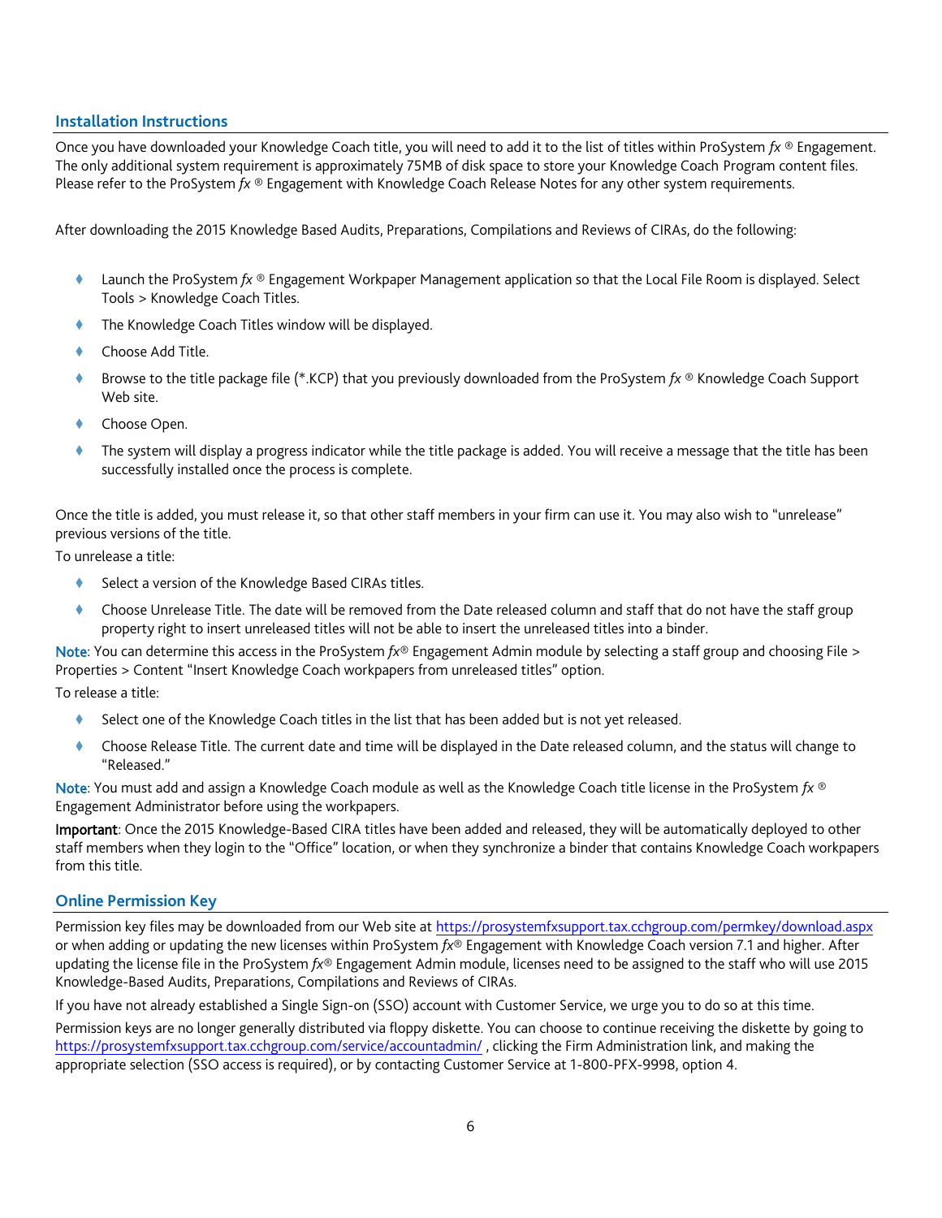## Installation Instructions

Once you have downloaded your Knowledge Coach title, you will need to add it to the list of titles within ProSystem *fx* ® Engagement. The only additional system requirement is approximately 75MB of disk space to store your Knowledge Coach Program content files. Please refer to the ProSystem *fx* ® Engagement with Knowledge Coach Release Notes for any other system requirements.

After downloading the 2015 Knowledge Based Audits, Preparations, Compilations and Reviews of CIRAs, do the following:

- Launch the ProSystem *fx* ® Engagement Workpaper Management application so that the Local File Room is displayed. Select Tools > Knowledge Coach Titles.
- The Knowledge Coach Titles window will be displayed.
- Choose Add Title.
- Browse to the title package file (*.KCP) that you previously downloaded from the ProSystem *fx* ® Knowledge Coach Support Web site.
- Choose Open.
- The system will display a progress indicator while the title package is added. You will receive a message that the title has been successfully installed once the process is complete.

Once the title is added, you must release it, so that other staff members in your firm can use it. You may also wish to "unrelease" previous versions of the title.

To unrelease a title:

- Select a version of the Knowledge Based CIRAs titles.
- Choose Unrelease Title. The date will be removed from the Date released column and staff that do not have the staff group property right to insert unreleased titles will not be able to insert the unreleased titles into a binder.

**Note**: You can determine this access in the ProSystem *fx*® Engagement Admin module by selecting a staff group and choosing File > Properties > Content "Insert Knowledge Coach workpapers from unreleased titles" option.

To release a title:

- Select one of the Knowledge Coach titles in the list that has been added but is not yet released.
- Choose Release Title. The current date and time will be displayed in the Date released column, and the status will change to "Released."

**Note**: You must add and assign a Knowledge Coach module as well as the Knowledge Coach title license in the ProSystem *fx* ® Engagement Administrator before using the workpapers.

**Important**: Once the 2015 Knowledge-Based CIRA titles have been added and released, they will be automatically deployed to other staff members when they login to the "Office" location, or when they synchronize a binder that contains Knowledge Coach workpapers from this title.

## Online Permission Key

Permission key files may be downloaded from our Web site at https://prosystemfxsupport.tax.cchgroup.com/permkey/download.aspx or when adding or updating the new licenses within ProSystem *fx*® Engagement with Knowledge Coach version 7.1 and higher. After updating the license file in the ProSystem *fx*® Engagement Admin module, licenses need to be assigned to the staff who will use 2015 Knowledge-Based Audits, Preparations, Compilations and Reviews of CIRAs.

If you have not already established a Single Sign-on (SSO) account with Customer Service, we urge you to do so at this time.

Permission keys are no longer generally distributed via floppy diskette. You can choose to continue receiving the diskette by going to https://prosystemfxsupport.tax.cchgroup.com/service/accountadmin/ , clicking the Firm Administration link, and making the appropriate selection (SSO access is required), or by contacting Customer Service at 1-800-PFX-9998, option 4.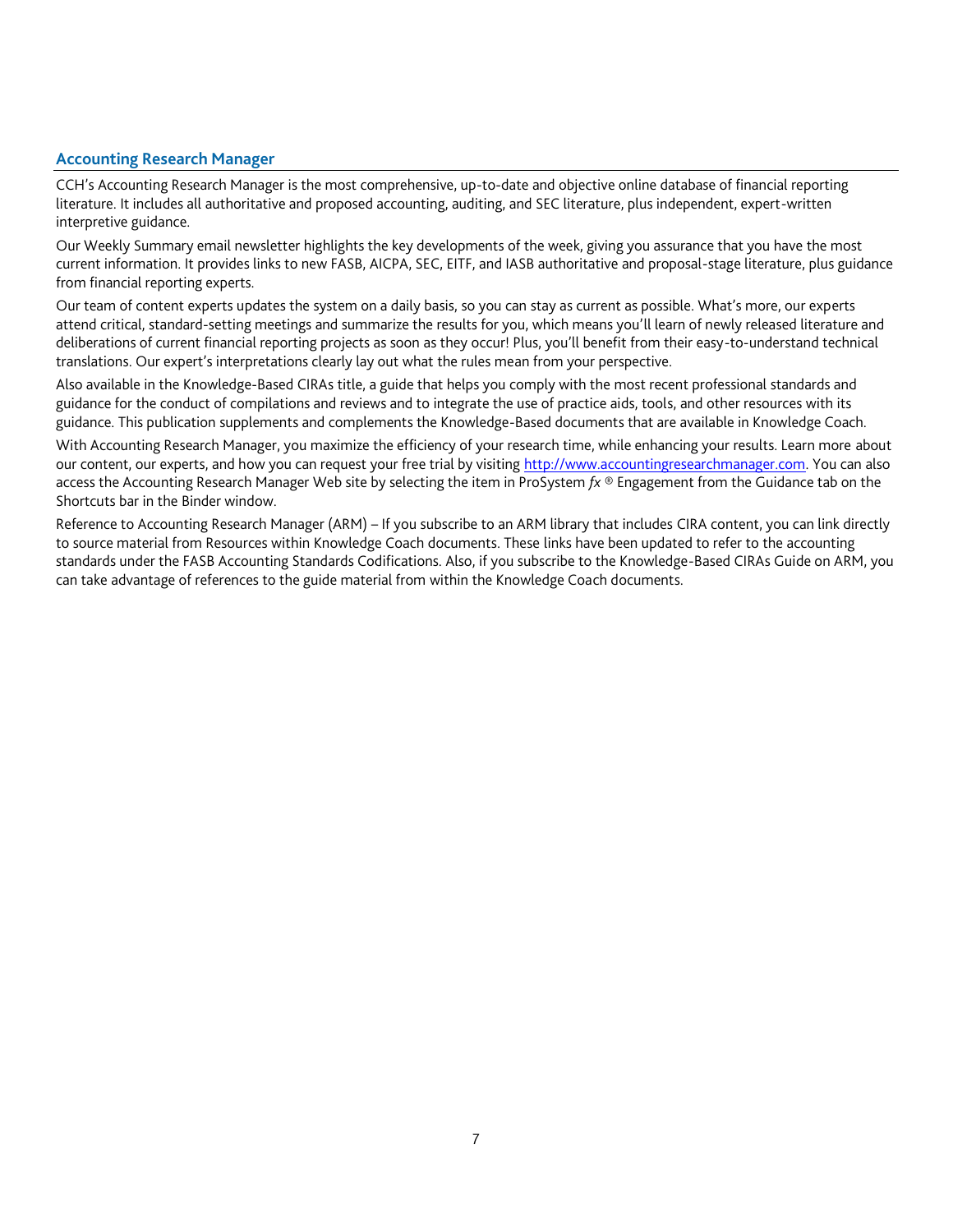## Accounting Research Manager

CCH's Accounting Research Manager is the most comprehensive, up-to-date and objective online database of financial reporting literature. It includes all authoritative and proposed accounting, auditing, and SEC literature, plus independent, expert-written interpretive guidance.

Our Weekly Summary email newsletter highlights the key developments of the week, giving you assurance that you have the most current information. It provides links to new FASB, AICPA, SEC, EITF, and IASB authoritative and proposal-stage literature, plus guidance from financial reporting experts.

Our team of content experts updates the system on a daily basis, so you can stay as current as possible. What's more, our experts attend critical, standard-setting meetings and summarize the results for you, which means you'll learn of newly released literature and deliberations of current financial reporting projects as soon as they occur! Plus, you'll benefit from their easy-to-understand technical translations. Our expert's interpretations clearly lay out what the rules mean from your perspective.

Also available in the Knowledge-Based CIRAs title, a guide that helps you comply with the most recent professional standards and guidance for the conduct of compilations and reviews and to integrate the use of practice aids, tools, and other resources with its guidance. This publication supplements and complements the Knowledge-Based documents that are available in Knowledge Coach.

With Accounting Research Manager, you maximize the efficiency of your research time, while enhancing your results. Learn more about our content, our experts, and how you can request your free trial by visiting http://www.accountingresearchmanager.com. You can also access the Accounting Research Manager Web site by selecting the item in ProSystem *fx* ® Engagement from the Guidance tab on the Shortcuts bar in the Binder window.

Reference to Accounting Research Manager (ARM) – If you subscribe to an ARM library that includes CIRA content, you can link directly to source material from Resources within Knowledge Coach documents. These links have been updated to refer to the accounting standards under the FASB Accounting Standards Codifications. Also, if you subscribe to the Knowledge-Based CIRAs Guide on ARM, you can take advantage of references to the guide material from within the Knowledge Coach documents.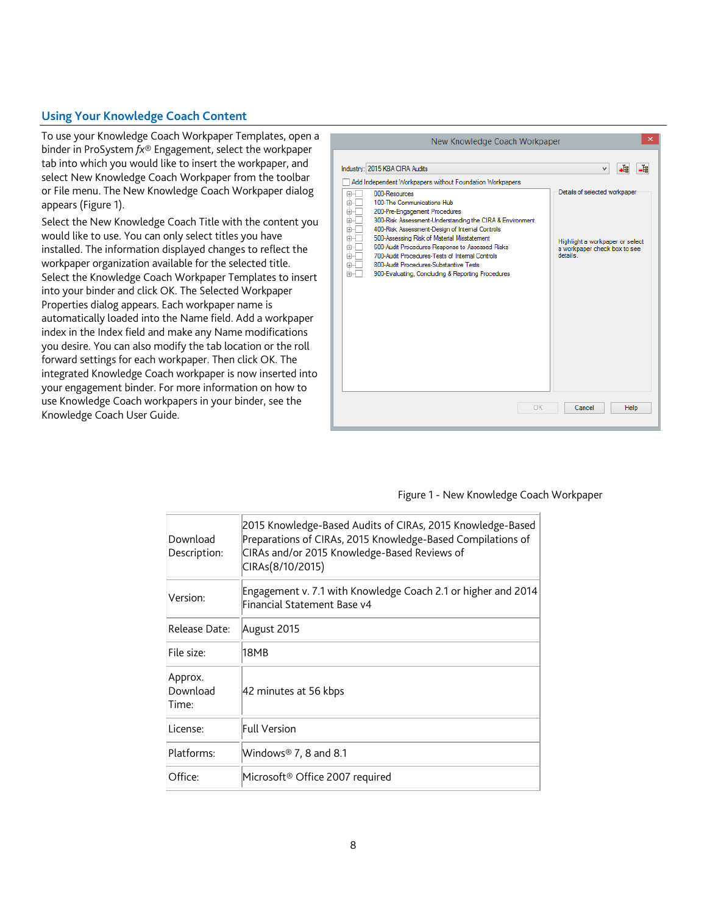## Using Your Knowledge Coach Content

To use your Knowledge Coach Workpaper Templates, open a binder in ProSystem *fx*® Engagement, select the workpaper tab into which you would like to insert the workpaper, and select New Knowledge Coach Workpaper from the toolbar or File menu. The New Knowledge Coach Workpaper dialog appears (Figure 1).

Select the New Knowledge Coach Title with the content you would like to use. You can only select titles you have installed. The information displayed changes to reflect the workpaper organization available for the selected title. Select the Knowledge Coach Workpaper Templates to insert into your binder and click OK. The Selected Workpaper Properties dialog appears. Each workpaper name is automatically loaded into the Name field. Add a workpaper index in the Index field and make any Name modifications you desire. You can also modify the tab location or the roll forward settings for each workpaper. Then click OK. The integrated Knowledge Coach workpaper is now inserted into your engagement binder. For more information on how to use Knowledge Coach workpapers in your binder, see the Knowledge Coach User Guide.

Figure 1 - New Knowledge Coach Workpaper

| | |
|---|---|
| Download Description: | 2015 Knowledge-Based Audits of CIRAs, 2015 Knowledge-Based Preparations of CIRAs, 2015 Knowledge-Based Compilations of CIRAs and/or 2015 Knowledge-Based Reviews of CIRAs(8/10/2015) |
| Version: | Engagement v. 7.1 with Knowledge Coach 2.1 or higher and 2014 Financial Statement Base v4 |
| Release Date: | August 2015 |
| File size: | 18MB |
| Approx. Download Time: | 42 minutes at 56 kbps |
| License: | Full Version |
| Platforms: | Windows® 7, 8 and 8.1 |
| Office: | Microsoft® Office 2007 required |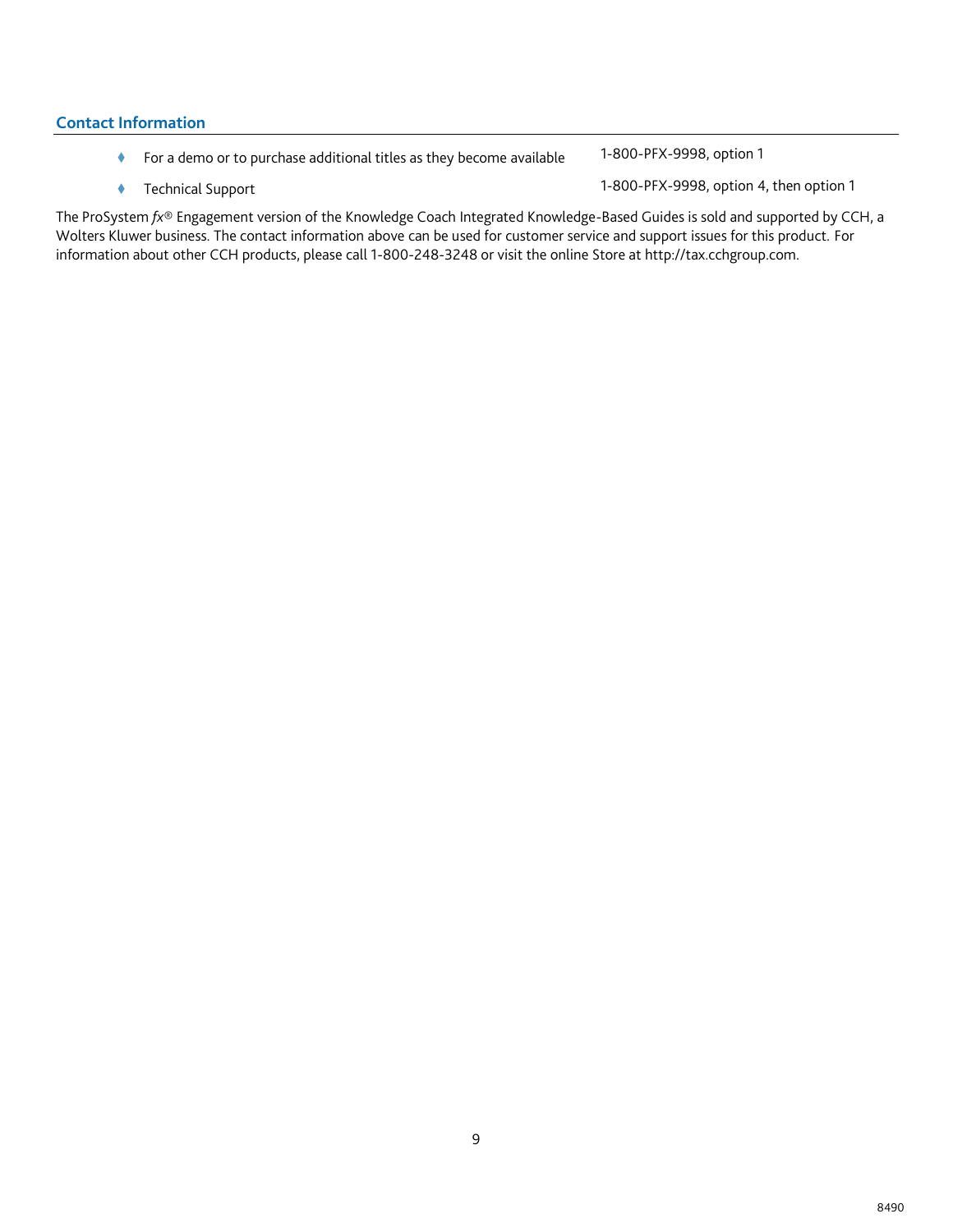## Contact Information

- For a demo or to purchase additional titles as they become available — 1-800-PFX-9998, option 1
- Technical Support — 1-800-PFX-9998, option 4, then option 1

The ProSystem *fx*® Engagement version of the Knowledge Coach Integrated Knowledge-Based Guides is sold and supported by CCH, a Wolters Kluwer business. The contact information above can be used for customer service and support issues for this product. For information about other CCH products, please call 1-800-248-3248 or visit the online Store at http://tax.cchgroup.com.

8490